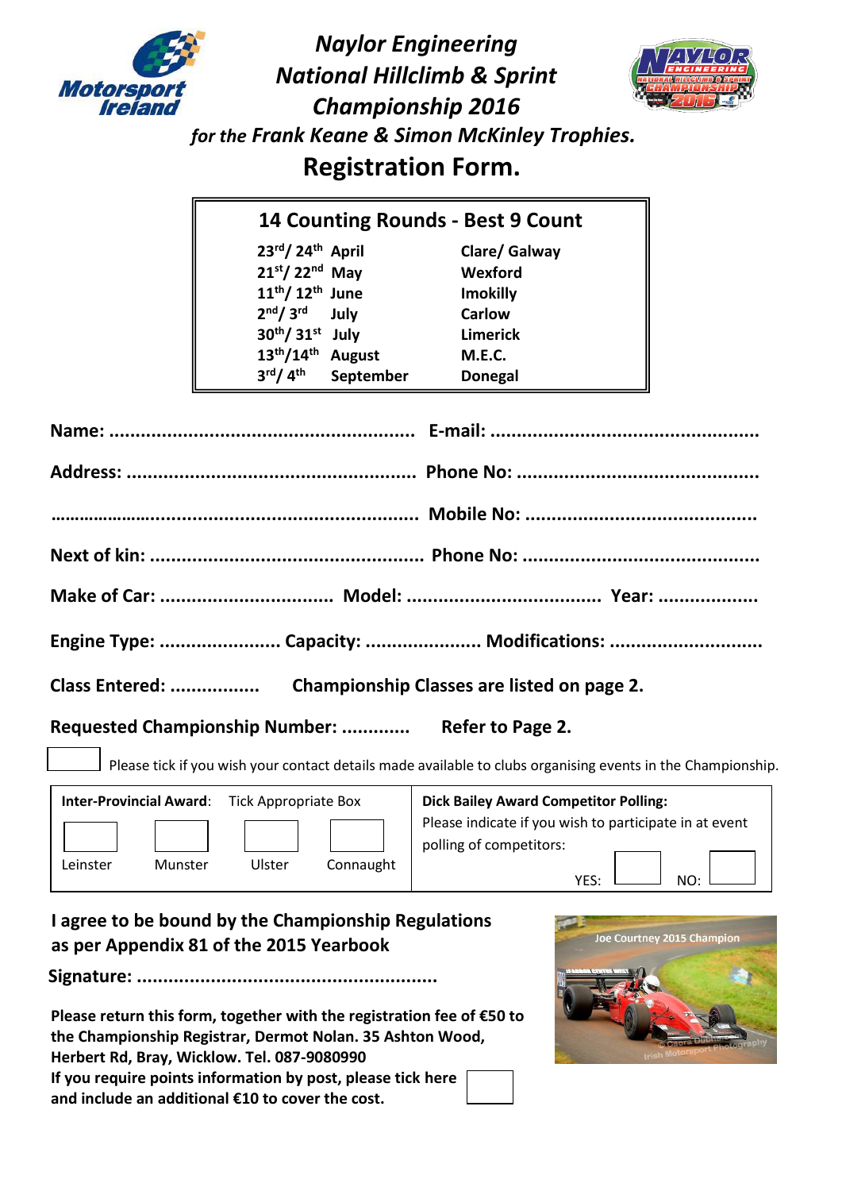# Naylor Engineering National Hillclimb & Sprint Championship 2016

*for the Frank Keane & Simon McKinley Trophies.*

## Registration Form.

**14 Counting Rounds - Best 9 Count**

| Date | Venue |
|---|---|
| 23rd/ 24th April | Clare/ Galway |
| 21st/ 22nd May | Wexford |
| 11th/ 12th June | Imokilly |
| 2nd/ 3rd July | Carlow |
| 30th/ 31st July | Limerick |
| 13th/14th August | M.E.C. |
| 3rd/ 4th September | Donegal |

**Name:** ......................................................... **E-mail:** ..................................................

**Address:** ...................................................... **Phone No:** .............................................

........................................................................ **Mobile No:** ...........................................

**Next of kin:** ................................................... **Phone No:** ...........................................

**Make of Car:** ................................ **Model:** .................................... **Year:** ..................

**Engine Type:** ....................... **Capacity:** ...................... **Modifications:** ............................

**Class Entered:** ................. **Championship Classes are listed on page 2.**

**Requested Championship Number:** ............. **Refer to Page 2.**

☐ Please tick if you wish your contact details made available to clubs organising events in the Championship.

**Inter-Provincial Award**: Tick Appropriate Box

☐ Leinster ☐ Munster ☐ Ulster ☐ Connaught

**Dick Bailey Award Competitor Polling:**
Please indicate if you wish to participate in at event polling of competitors:

YES: ☐ NO: ☐

**I agree to be bound by the Championship Regulations as per Appendix 81 of the 2015 Yearbook**

**Signature:** ........................................................

**Please return this form, together with the registration fee of €50 to the Championship Registrar, Dermot Nolan. 35 Ashton Wood, Herbert Rd, Bray, Wicklow. Tel. 087-9080990**
**If you require points information by post, please tick here and include an additional €10 to cover the cost.** ☐

Joe Courtney 2015 Champion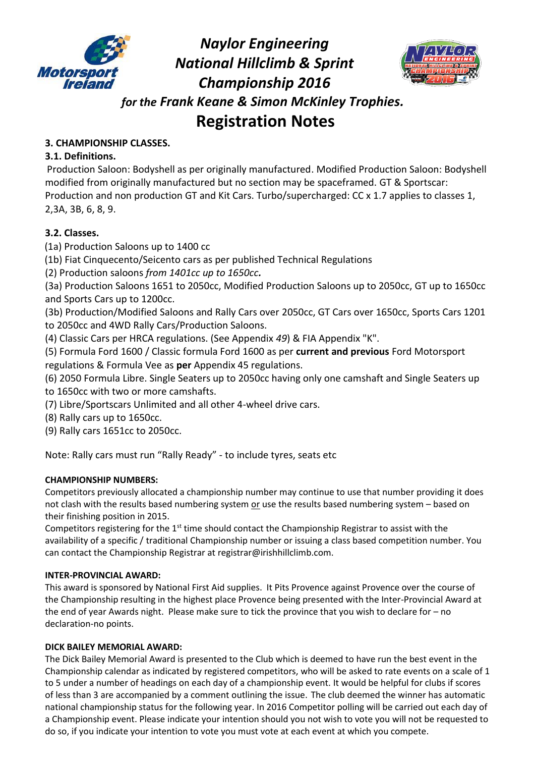# *Naylor Engineering National Hillclimb & Sprint Championship 2016*

## *for the Frank Keane & Simon McKinley Trophies.*

# Registration Notes

**3. CHAMPIONSHIP CLASSES.**

**3.1. Definitions.**

Production Saloon: Bodyshell as per originally manufactured. Modified Production Saloon: Bodyshell modified from originally manufactured but no section may be spaceframed. GT & Sportscar: Production and non production GT and Kit Cars. Turbo/supercharged: CC x 1.7 applies to classes 1, 2,3A, 3B, 6, 8, 9.

**3.2. Classes.**

(1a) Production Saloons up to 1400 cc

(1b) Fiat Cinquecento/Seicento cars as per published Technical Regulations

(2) Production saloons *from 1401cc up to 1650cc.*

(3a) Production Saloons 1651 to 2050cc, Modified Production Saloons up to 2050cc, GT up to 1650cc and Sports Cars up to 1200cc.

(3b) Production/Modified Saloons and Rally Cars over 2050cc, GT Cars over 1650cc, Sports Cars 1201 to 2050cc and 4WD Rally Cars/Production Saloons.

(4) Classic Cars per HRCA regulations. (See Appendix *49*) & FIA Appendix "K".

(5) Formula Ford 1600 / Classic formula Ford 1600 as per **current and previous** Ford Motorsport regulations & Formula Vee as **per** Appendix 45 regulations.

(6) 2050 Formula Libre. Single Seaters up to 2050cc having only one camshaft and Single Seaters up to 1650cc with two or more camshafts.

(7) Libre/Sportscars Unlimited and all other 4-wheel drive cars.

(8) Rally cars up to 1650cc.

(9) Rally cars 1651cc to 2050cc.

Note: Rally cars must run "Rally Ready" - to include tyres, seats etc

**CHAMPIONSHIP NUMBERS:**

Competitors previously allocated a championship number may continue to use that number providing it does not clash with the results based numbering system or use the results based numbering system – based on their finishing position in 2015.

Competitors registering for the 1st time should contact the Championship Registrar to assist with the availability of a specific / traditional Championship number or issuing a class based competition number. You can contact the Championship Registrar at registrar@irishhillclimb.com.

**INTER-PROVINCIAL AWARD:**

This award is sponsored by National First Aid supplies. It Pits Provence against Provence over the course of the Championship resulting in the highest place Provence being presented with the Inter-Provincial Award at the end of year Awards night. Please make sure to tick the province that you wish to declare for – no declaration-no points.

**DICK BAILEY MEMORIAL AWARD:**

The Dick Bailey Memorial Award is presented to the Club which is deemed to have run the best event in the Championship calendar as indicated by registered competitors, who will be asked to rate events on a scale of 1 to 5 under a number of headings on each day of a championship event. It would be helpful for clubs if scores of less than 3 are accompanied by a comment outlining the issue. The club deemed the winner has automatic national championship status for the following year. In 2016 Competitor polling will be carried out each day of a Championship event. Please indicate your intention should you not wish to vote you will not be requested to do so, if you indicate your intention to vote you must vote at each event at which you compete.